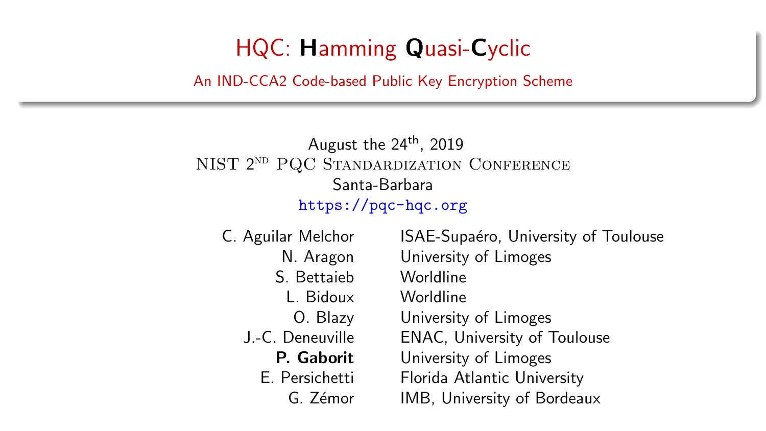# HQC: **H**amming **Q**uasi-**C**yclic

## An IND-CCA2 Code-based Public Key Encryption Scheme

August the 24th, 2019

NIST 2nd PQC Standardization Conference

Santa-Barbara

https://pqc-hqc.org

| | |
|---|---|
| C. Aguilar Melchor | ISAE-Supaéro, University of Toulouse |
| N. Aragon | University of Limoges |
| S. Bettaieb | Worldline |
| L. Bidoux | Worldline |
| O. Blazy | University of Limoges |
| J.-C. Deneuville | ENAC, University of Toulouse |
| **P. Gaborit** | University of Limoges |
| E. Persichetti | Florida Atlantic University |
| G. Zémor | IMB, University of Bordeaux |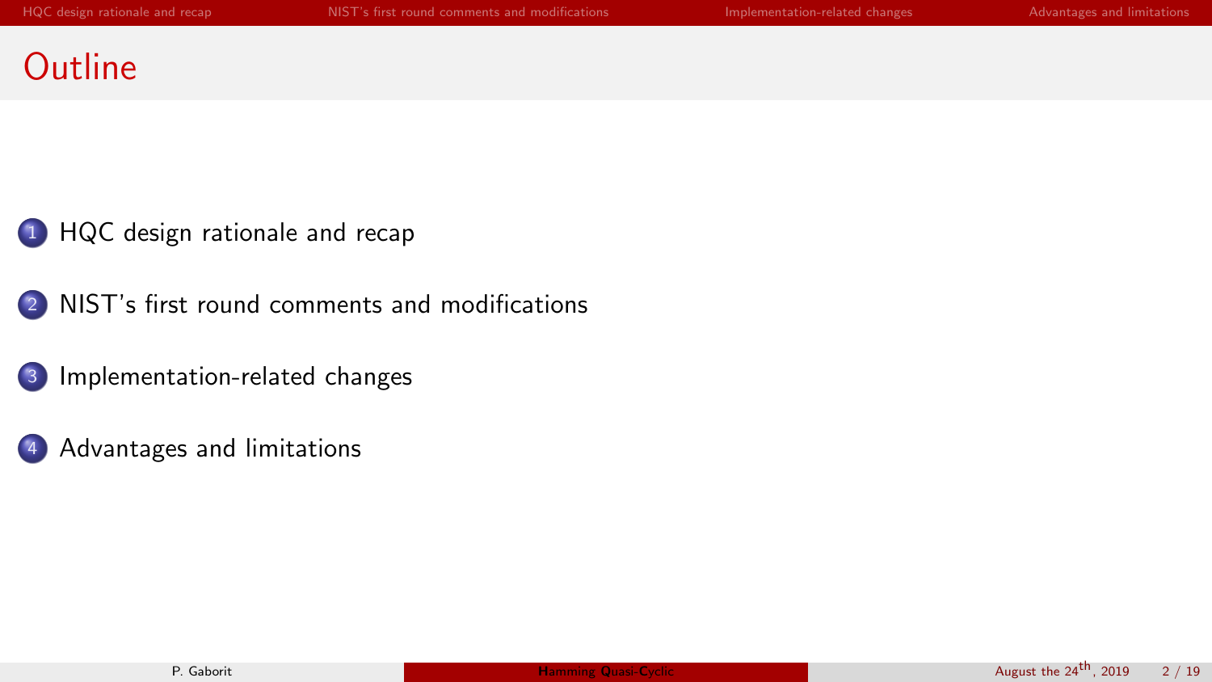# Outline

1. HQC design rationale and recap
2. NIST's first round comments and modifications
3. Implementation-related changes
4. Advantages and limitations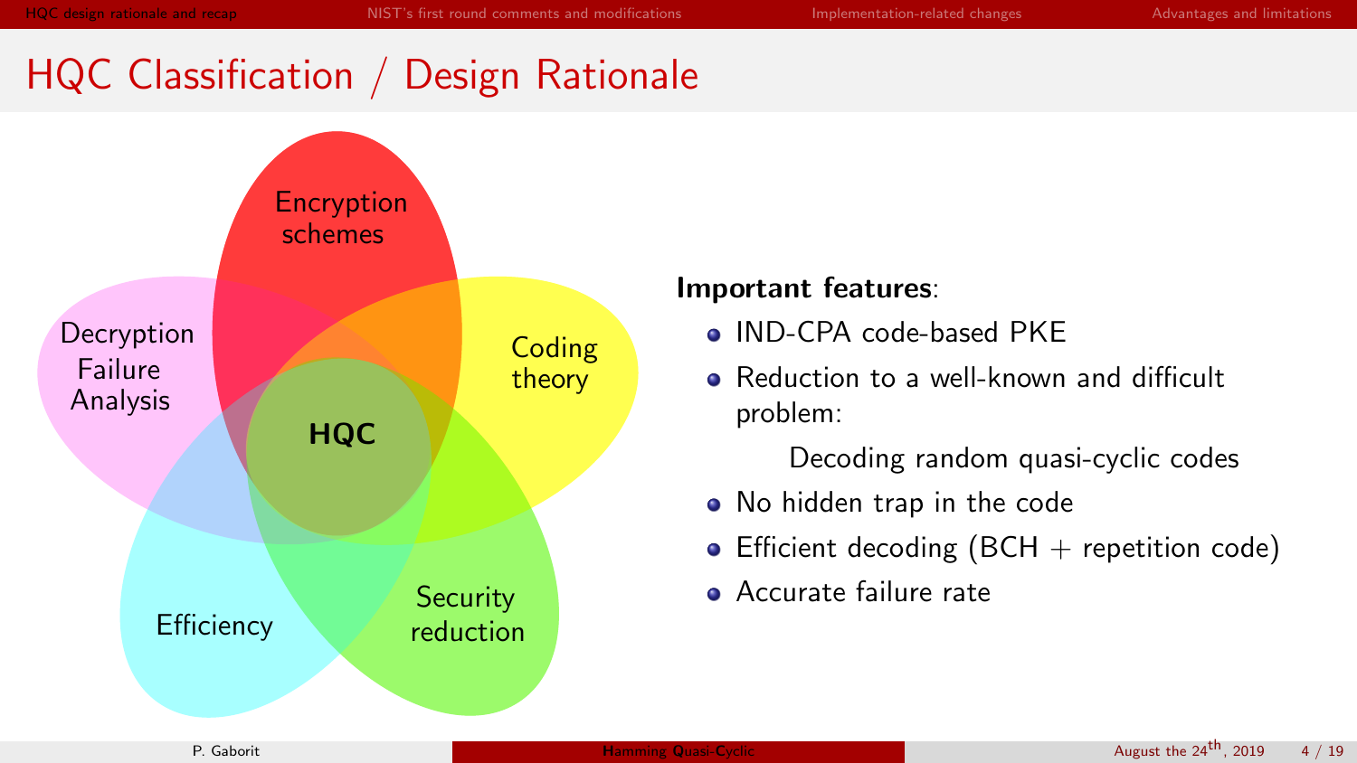# HQC Classification / Design Rationale

Encryption schemes

Coding theory

Security reduction

Efficiency

Decryption Failure Analysis

**HQC**

**Important features**:

- IND-CPA code-based PKE
- Reduction to a well-known and difficult problem:

  Decoding random quasi-cyclic codes
- No hidden trap in the code
- Efficient decoding (BCH + repetition code)
- Accurate failure rate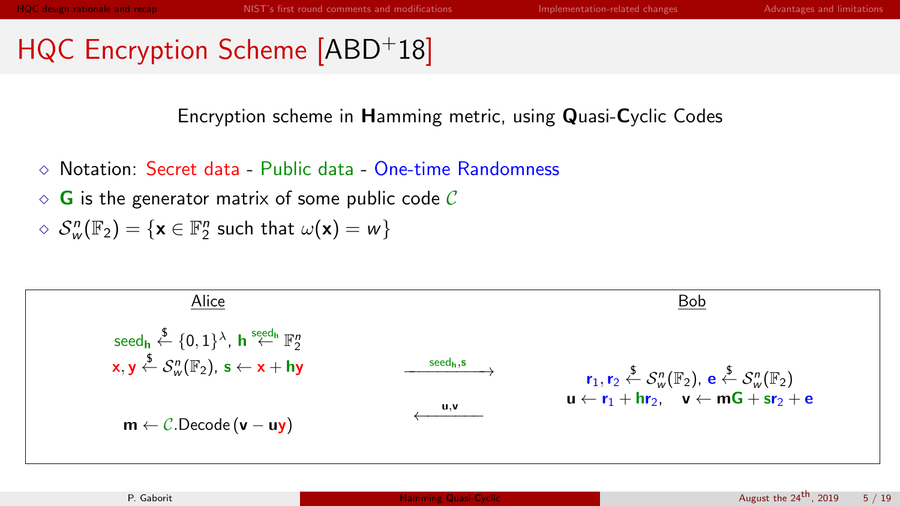# HQC Encryption Scheme [ABD+18]

Encryption scheme in **H**amming metric, using **Q**uasi-**C**yclic Codes

- Notation: Secret data - Public data - One-time Randomness
- $\mathbf{G}$ is the generator matrix of some public code $\mathcal{C}$
- $\mathcal{S}_w^n(\mathbb{F}_2) = \{\mathbf{x} \in \mathbb{F}_2^n \text{ such that } \omega(\mathbf{x}) = w\}$

| Alice | | Bob |
|---|---|---|
| $\text{seed}_\mathbf{h} \stackrel{\$}{\leftarrow} \{0,1\}^\lambda$, $\mathbf{h} \stackrel{\text{seed}_\mathbf{h}}{\leftarrow} \mathbb{F}_2^n$ <br> $\mathbf{x}, \mathbf{y} \stackrel{\$}{\leftarrow} \mathcal{S}_w^n(\mathbb{F}_2)$, $\mathbf{s} \leftarrow \mathbf{x} + \mathbf{h}\mathbf{y}$ | $\xrightarrow{\text{seed}_\mathbf{h}, \mathbf{s}}$ | |
| | $\xleftarrow{\mathbf{u}, \mathbf{v}}$ | $\mathbf{r}_1, \mathbf{r}_2 \stackrel{\$}{\leftarrow} \mathcal{S}_w^n(\mathbb{F}_2)$, $\mathbf{e} \stackrel{\$}{\leftarrow} \mathcal{S}_w^n(\mathbb{F}_2)$ <br> $\mathbf{u} \leftarrow \mathbf{r}_1 + \mathbf{h}\mathbf{r}_2$, $\mathbf{v} \leftarrow \mathbf{m}\mathbf{G} + \mathbf{s}\mathbf{r}_2 + \mathbf{e}$ |
| $\mathbf{m} \leftarrow \mathcal{C}.\text{Decode}(\mathbf{v} - \mathbf{u}\mathbf{y})$ | | |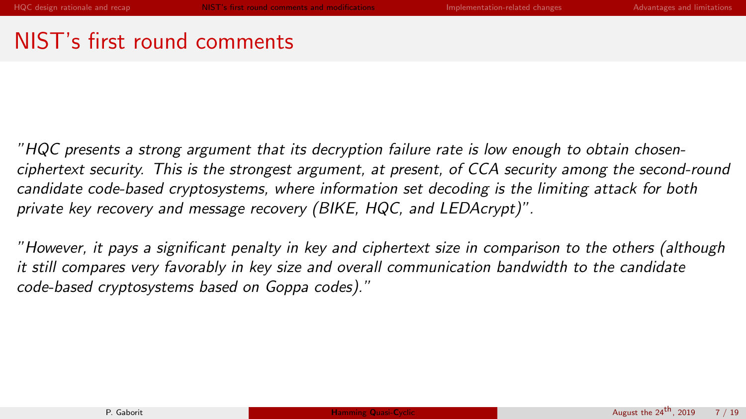# NIST's first round comments

*"HQC presents a strong argument that its decryption failure rate is low enough to obtain chosen-ciphertext security. This is the strongest argument, at present, of CCA security among the second-round candidate code-based cryptosystems, where information set decoding is the limiting attack for both private key recovery and message recovery (BIKE, HQC, and LEDAcrypt)".*

*"However, it pays a significant penalty in key and ciphertext size in comparison to the others (although it still compares very favorably in key size and overall communication bandwidth to the candidate code-based cryptosystems based on Goppa codes)."*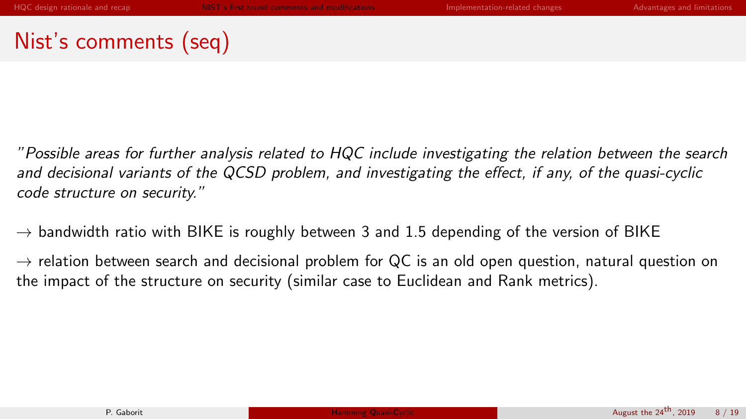# Nist's comments (seq)

*"Possible areas for further analysis related to HQC include investigating the relation between the search and decisional variants of the QCSD problem, and investigating the effect, if any, of the quasi-cyclic code structure on security."*

$\rightarrow$ bandwidth ratio with BIKE is roughly between 3 and 1.5 depending of the version of BIKE

$\rightarrow$ relation between search and decisional problem for QC is an old open question, natural question on the impact of the structure on security (similar case to Euclidean and Rank metrics).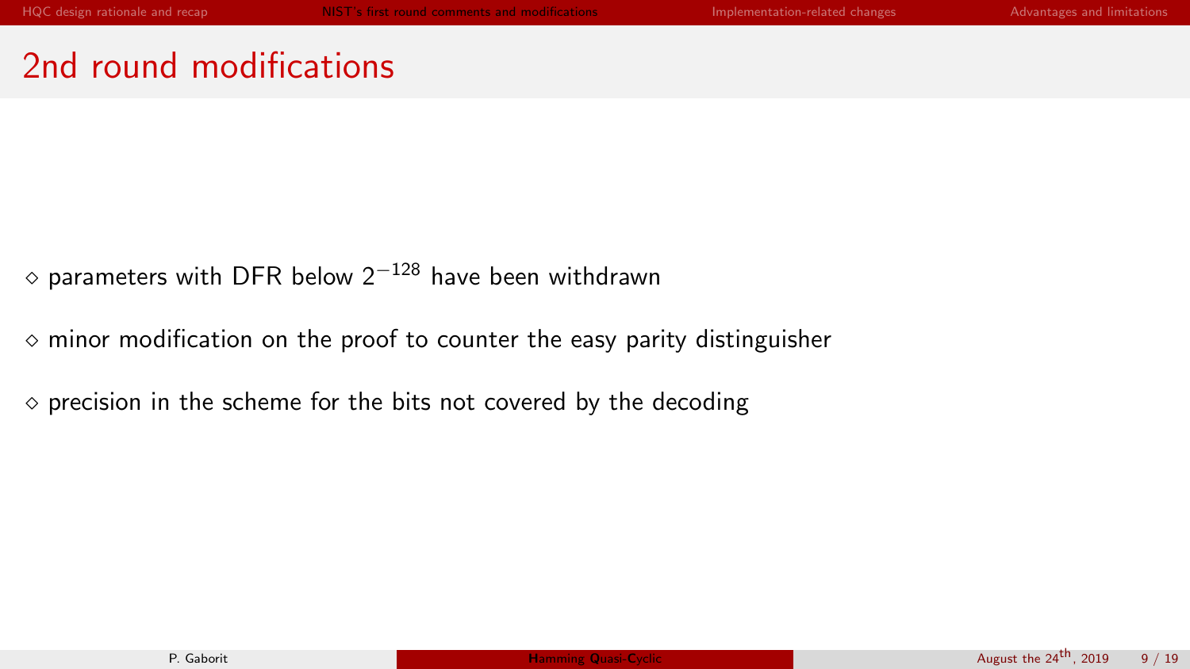## 2nd round modifications

- ◇ parameters with DFR below $2^{-128}$ have been withdrawn
- ◇ minor modification on the proof to counter the easy parity distinguisher
- ◇ precision in the scheme for the bits not covered by the decoding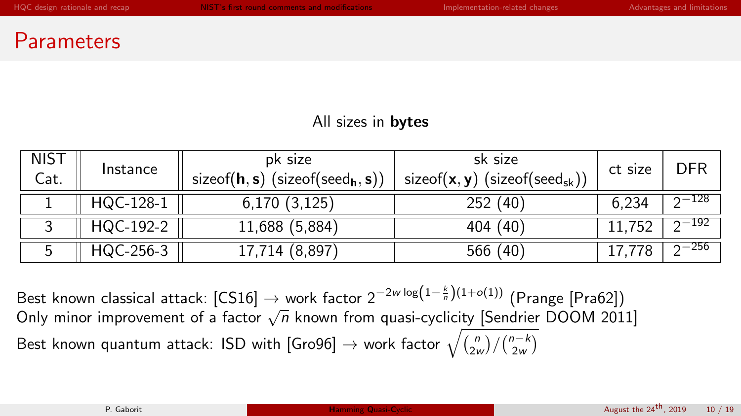# Parameters

All sizes in **bytes**

| NIST Cat. | Instance | pk size sizeof($\mathbf{h}, \mathbf{s}$) (sizeof($\text{seed}_{\mathbf{h}}, \mathbf{s}$)) | sk size sizeof($\mathbf{x}, \mathbf{y}$) (sizeof($\text{seed}_{\text{sk}}$)) | ct size | DFR |
|---|---|---|---|---|---|
| 1 | HQC-128-1 | 6,170 (3,125) | 252 (40) | 6,234 | $2^{-128}$ |
| 3 | HQC-192-2 | 11,688 (5,884) | 404 (40) | 11,752 | $2^{-192}$ |
| 5 | HQC-256-3 | 17,714 (8,897) | 566 (40) | 17,778 | $2^{-256}$ |

Best known classical attack: [CS16] → work factor $2^{-2w \log\left(1-\frac{k}{n}\right)(1+o(1))}$ (Prange [Pra62])
Only minor improvement of a factor $\sqrt{n}$ known from quasi-cyclicity [Sendrier DOOM 2011]
Best known quantum attack: ISD with [Gro96] → work factor $\sqrt{\binom{n}{2w}/\binom{n-k}{2w}}$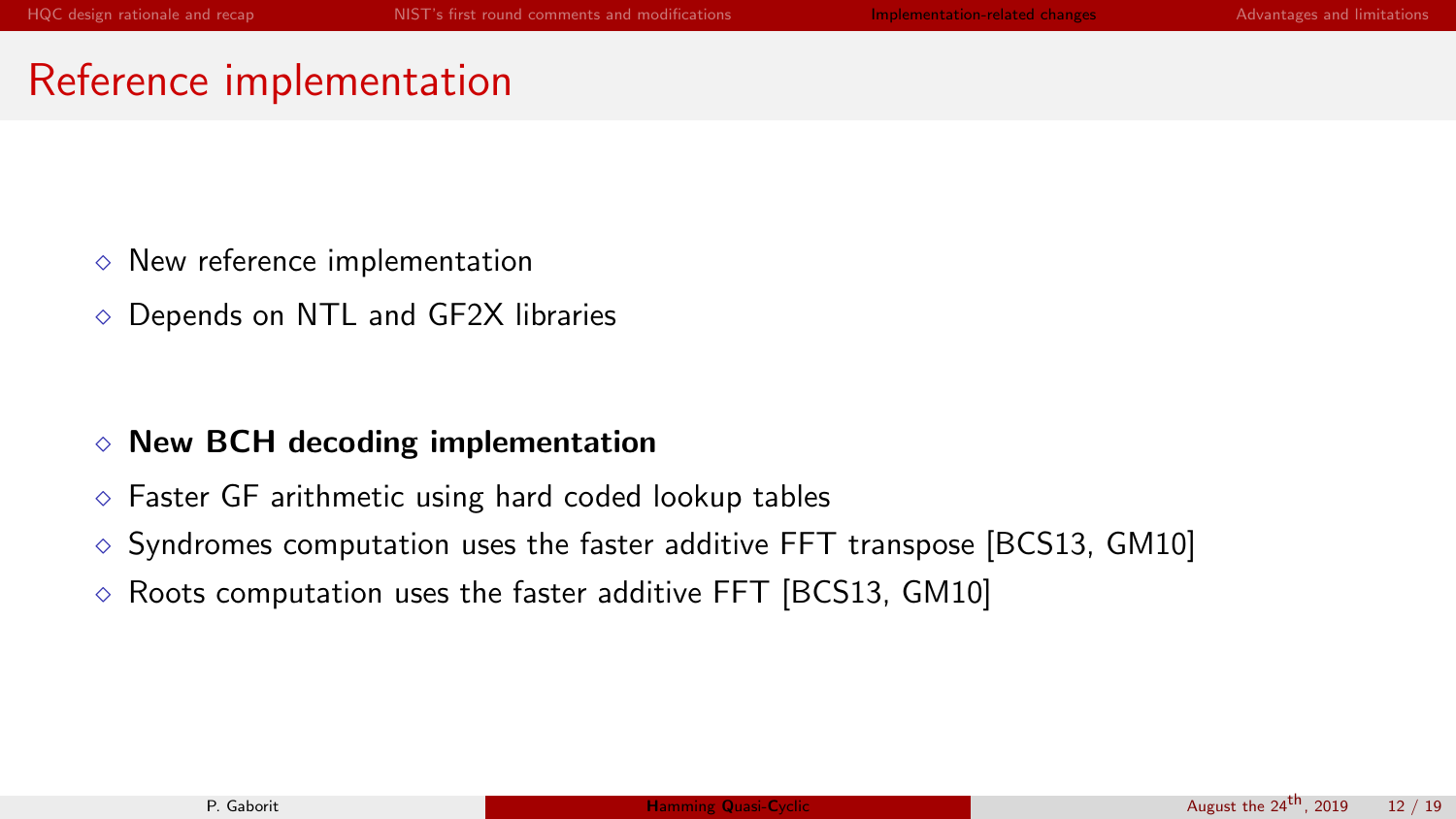# Reference implementation

- New reference implementation
- Depends on NTL and GF2X libraries

- **New BCH decoding implementation**
- Faster GF arithmetic using hard coded lookup tables
- Syndromes computation uses the faster additive FFT transpose [BCS13, GM10]
- Roots computation uses the faster additive FFT [BCS13, GM10]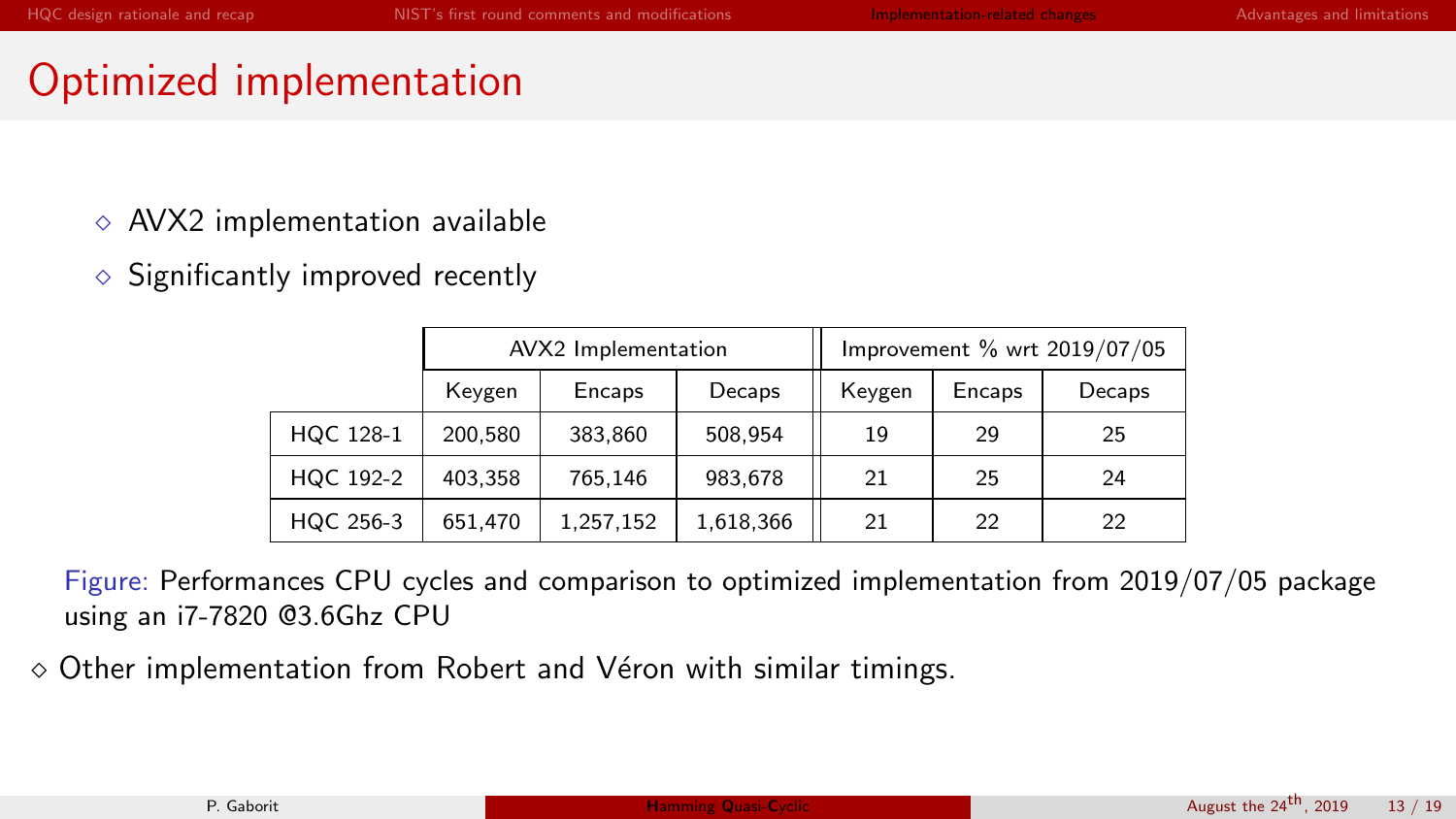# Optimized implementation

- AVX2 implementation available
- Significantly improved recently

| | AVX2 Implementation | | | Improvement % wrt 2019/07/05 | | |
|---|---|---|---|---|---|---|
| | Keygen | Encaps | Decaps | Keygen | Encaps | Decaps |
| HQC 128-1 | 200,580 | 383,860 | 508,954 | 19 | 29 | 25 |
| HQC 192-2 | 403,358 | 765,146 | 983,678 | 21 | 25 | 24 |
| HQC 256-3 | 651,470 | 1,257,152 | 1,618,366 | 21 | 22 | 22 |

Figure: Performances CPU cycles and comparison to optimized implementation from 2019/07/05 package using an i7-7820 @3.6Ghz CPU

- Other implementation from Robert and Véron with similar timings.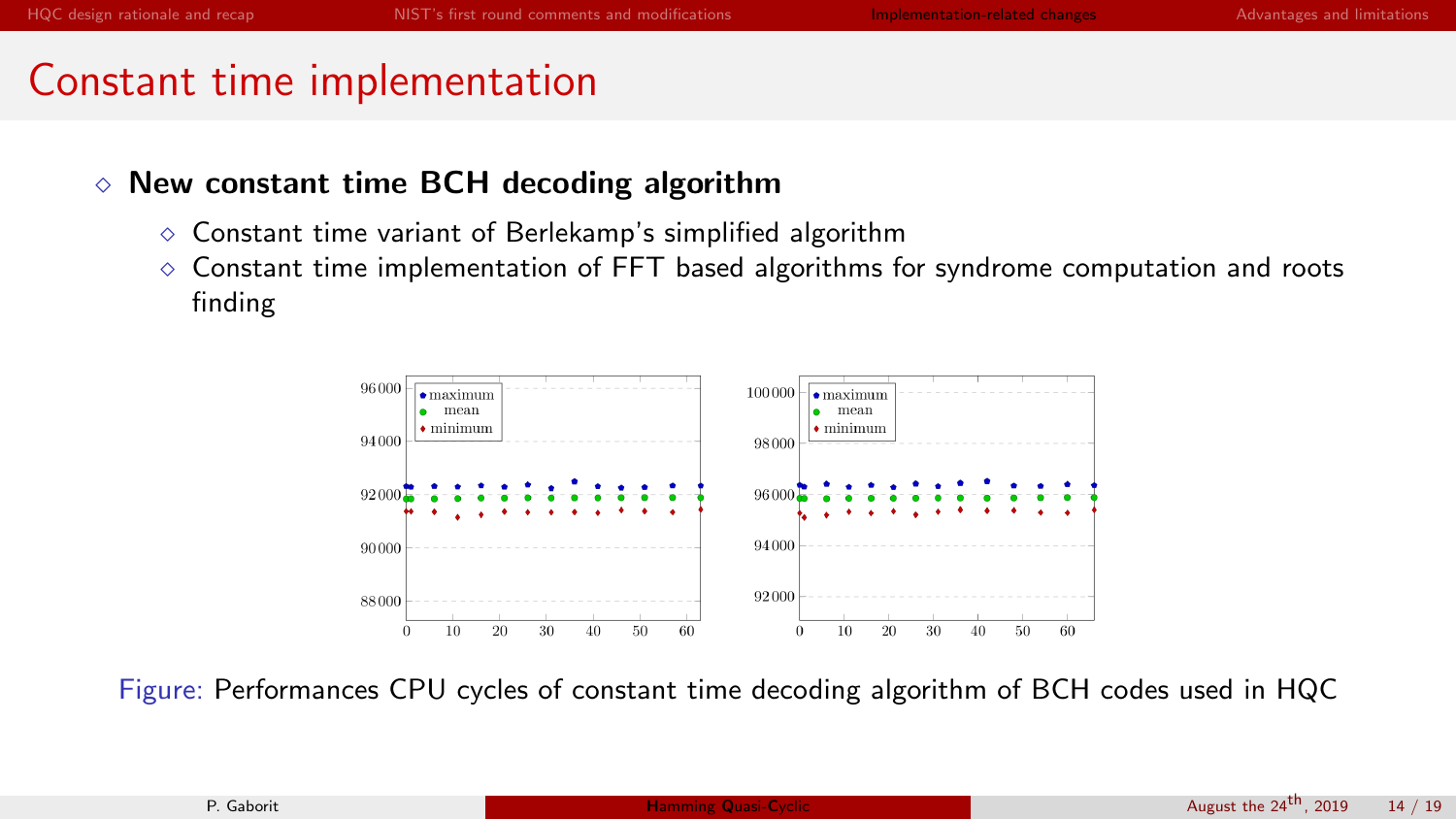# Constant time implementation

- **New constant time BCH decoding algorithm**
  - Constant time variant of Berlekamp's simplified algorithm
  - Constant time implementation of FFT based algorithms for syndrome computation and roots finding

Figure: Performances CPU cycles of constant time decoding algorithm of BCH codes used in HQC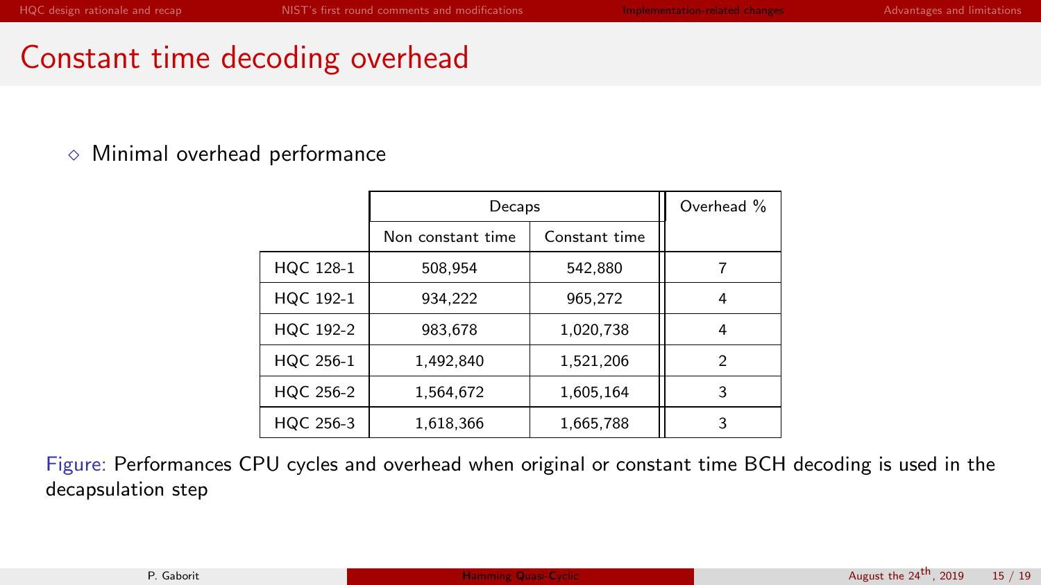# Constant time decoding overhead

- Minimal overhead performance

| | Decaps | | Overhead % |
|---|---|---|---|
| | Non constant time | Constant time | |
| HQC 128-1 | 508,954 | 542,880 | 7 |
| HQC 192-1 | 934,222 | 965,272 | 4 |
| HQC 192-2 | 983,678 | 1,020,738 | 4 |
| HQC 256-1 | 1,492,840 | 1,521,206 | 2 |
| HQC 256-2 | 1,564,672 | 1,605,164 | 3 |
| HQC 256-3 | 1,618,366 | 1,665,788 | 3 |

Figure: Performances CPU cycles and overhead when original or constant time BCH decoding is used in the decapsulation step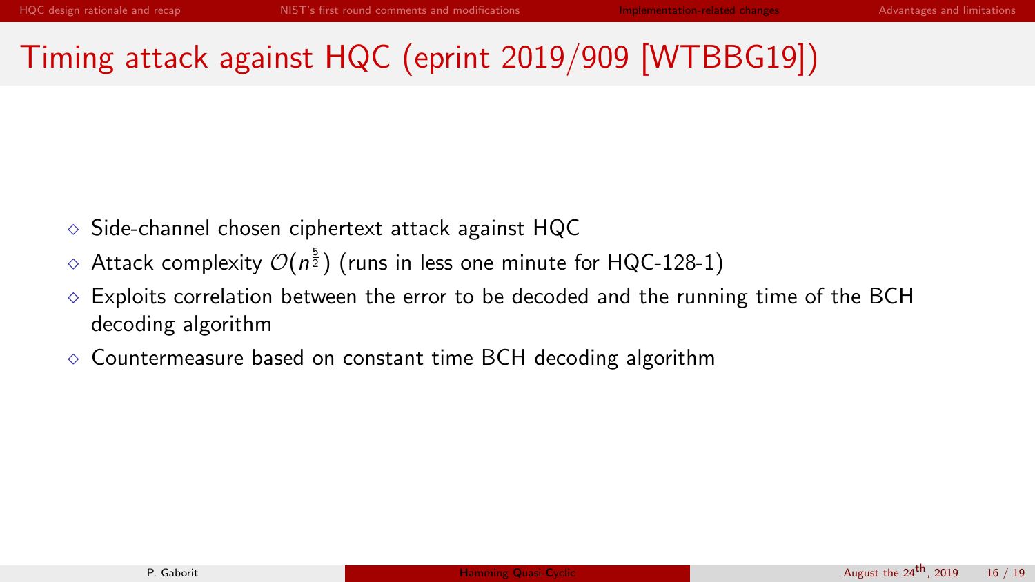# Timing attack against HQC (eprint 2019/909 [WTBBG19])

- Side-channel chosen ciphertext attack against HQC
- Attack complexity $\mathcal{O}(n^{\frac{5}{2}})$ (runs in less one minute for HQC-128-1)
- Exploits correlation between the error to be decoded and the running time of the BCH decoding algorithm
- Countermeasure based on constant time BCH decoding algorithm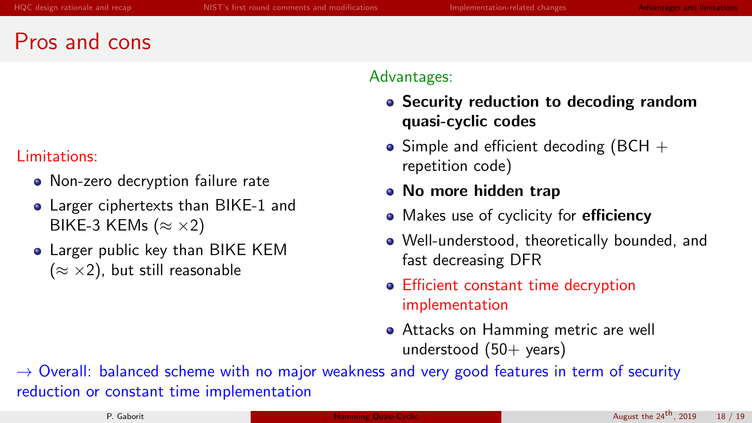# Pros and cons

Limitations:

- Non-zero decryption failure rate
- Larger ciphertexts than BIKE-1 and BIKE-3 KEMs ($\approx \times 2$)
- Larger public key than BIKE KEM ($\approx \times 2$), but still reasonable

Advantages:

- **Security reduction to decoding random quasi-cyclic codes**
- Simple and efficient decoding (BCH + repetition code)
- **No more hidden trap**
- Makes use of cyclicity for **efficiency**
- Well-understood, theoretically bounded, and fast decreasing DFR
- Efficient constant time decryption implementation
- Attacks on Hamming metric are well understood (50+ years)

→ Overall: balanced scheme with no major weakness and very good features in term of security reduction or constant time implementation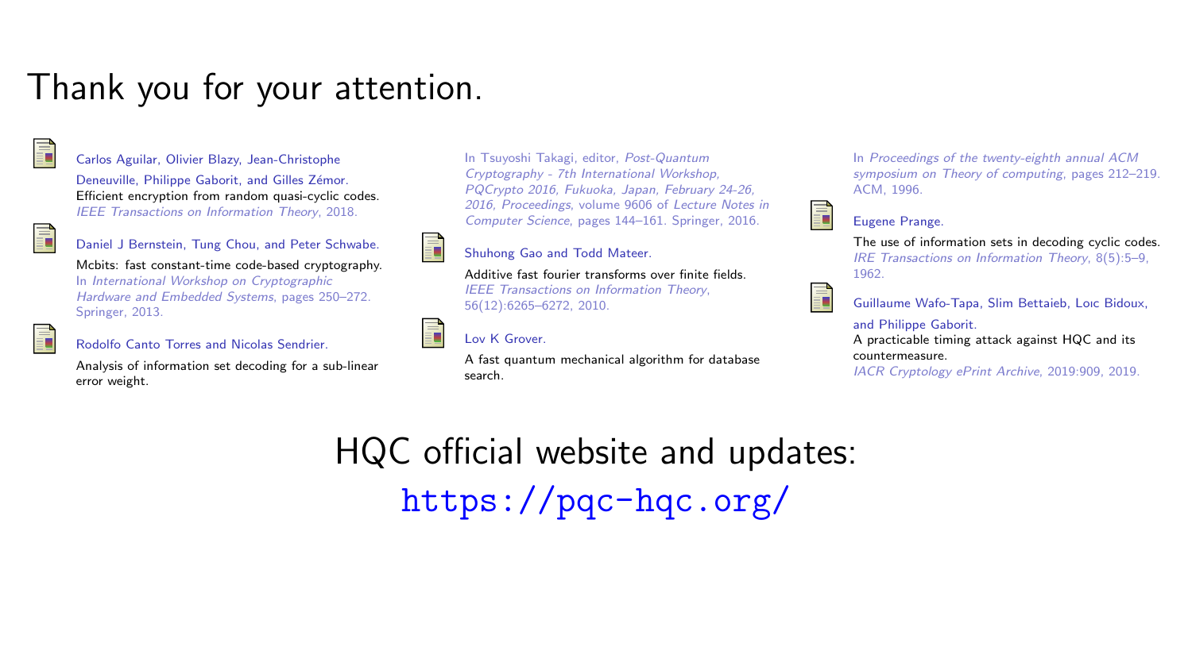# Thank you for your attention.

- Carlos Aguilar, Olivier Blazy, Jean-Christophe Deneuville, Philippe Gaborit, and Gilles Zémor.
  Efficient encryption from random quasi-cyclic codes.
  *IEEE Transactions on Information Theory*, 2018.

- Daniel J Bernstein, Tung Chou, and Peter Schwabe.
  Mcbits: fast constant-time code-based cryptography.
  In *International Workshop on Cryptographic Hardware and Embedded Systems*, pages 250–272. Springer, 2013.

- Rodolfo Canto Torres and Nicolas Sendrier.
  Analysis of information set decoding for a sub-linear error weight.
  In Tsuyoshi Takagi, editor, *Post-Quantum Cryptography - 7th International Workshop, PQCrypto 2016, Fukuoka, Japan, February 24-26, 2016, Proceedings*, volume 9606 of *Lecture Notes in Computer Science*, pages 144–161. Springer, 2016.

- Shuhong Gao and Todd Mateer.
  Additive fast fourier transforms over finite fields.
  *IEEE Transactions on Information Theory*, 56(12):6265–6272, 2010.

- Lov K Grover.
  A fast quantum mechanical algorithm for database search.
  In *Proceedings of the twenty-eighth annual ACM symposium on Theory of computing*, pages 212–219. ACM, 1996.

- Eugene Prange.
  The use of information sets in decoding cyclic codes.
  *IRE Transactions on Information Theory*, 8(5):5–9, 1962.

- Guillaume Wafo-Tapa, Slim Bettaieb, Loıc Bidoux, and Philippe Gaborit.
  A practicable timing attack against HQC and its countermeasure.
  *IACR Cryptology ePrint Archive*, 2019:909, 2019.

HQC official website and updates:
https://pqc-hqc.org/